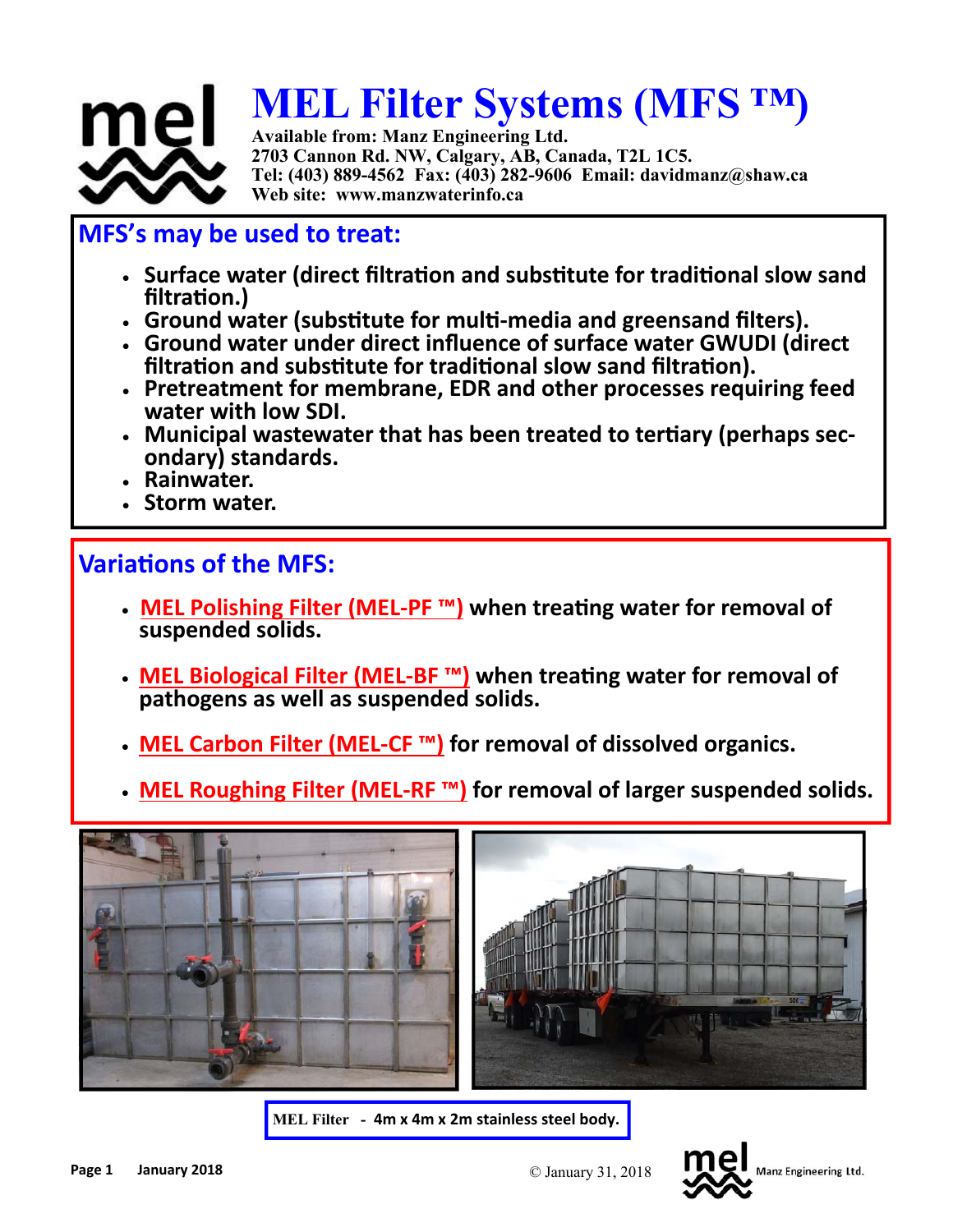# MEL Filter Systems (MFS ™)

**Available from: Manz Engineering Ltd.**
**2703 Cannon Rd. NW, Calgary, AB, Canada, T2L 1C5.**
**Tel: (403) 889-4562 Fax: (403) 282-9606 Email: davidmanz@shaw.ca**
**Web site: www.manzwaterinfo.ca**

## MFS's may be used to treat:

- **Surface water (direct filtration and substitute for traditional slow sand filtration.)**
- **Ground water (substitute for multi-media and greensand filters).**
- **Ground water under direct influence of surface water GWUDI (direct filtration and substitute for traditional slow sand filtration).**
- **Pretreatment for membrane, EDR and other processes requiring feed water with low SDI.**
- **Municipal wastewater that has been treated to tertiary (perhaps secondary) standards.**
- **Rainwater.**
- **Storm water.**

## Variations of the MFS:

- **MEL Polishing Filter (MEL-PF ™) when treating water for removal of suspended solids.**
- **MEL Biological Filter (MEL-BF ™) when treating water for removal of pathogens as well as suspended solids.**
- **MEL Carbon Filter (MEL-CF ™) for removal of dissolved organics.**
- **MEL Roughing Filter (MEL-RF ™) for removal of larger suspended solids.**

MEL Filter - **4m x 4m x 2m stainless steel body.**

**January 2018**

© January 31, 2018

Manz Engineering Ltd.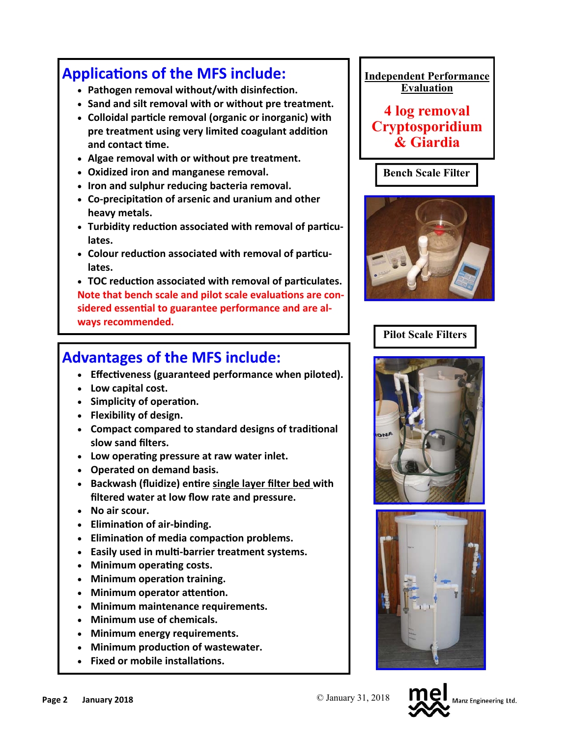## Applications of the MFS include:

- Pathogen removal without/with disinfection.
- Sand and silt removal with or without pre treatment.
- Colloidal particle removal (organic or inorganic) with pre treatment using very limited coagulant addition and contact time.
- Algae removal with or without pre treatment.
- Oxidized iron and manganese removal.
- Iron and sulphur reducing bacteria removal.
- Co-precipitation of arsenic and uranium and other heavy metals.
- Turbidity reduction associated with removal of particulates.
- Colour reduction associated with removal of particulates.
- TOC reduction associated with removal of particulates.

Note that bench scale and pilot scale evaluations are considered essential to guarantee performance and are always recommended.

## Advantages of the MFS include:

- Effectiveness (guaranteed performance when piloted).
- Low capital cost.
- Simplicity of operation.
- Flexibility of design.
- Compact compared to standard designs of traditional slow sand filters.
- Low operating pressure at raw water inlet.
- Operated on demand basis.
- Backwash (fluidize) entire single layer filter bed with filtered water at low flow rate and pressure.
- No air scour.
- Elimination of air-binding.
- Elimination of media compaction problems.
- Easily used in multi-barrier treatment systems.
- Minimum operating costs.
- Minimum operation training.
- Minimum operator attention.
- Minimum maintenance requirements.
- Minimum use of chemicals.
- Minimum energy requirements.
- Minimum production of wastewater.
- Fixed or mobile installations.

**Independent Performance Evaluation**

**4 log removal Cryptosporidium & Giardia**

**Bench Scale Filter**

**Pilot Scale Filters**

© January 31, 2018

Manz Engineering Ltd.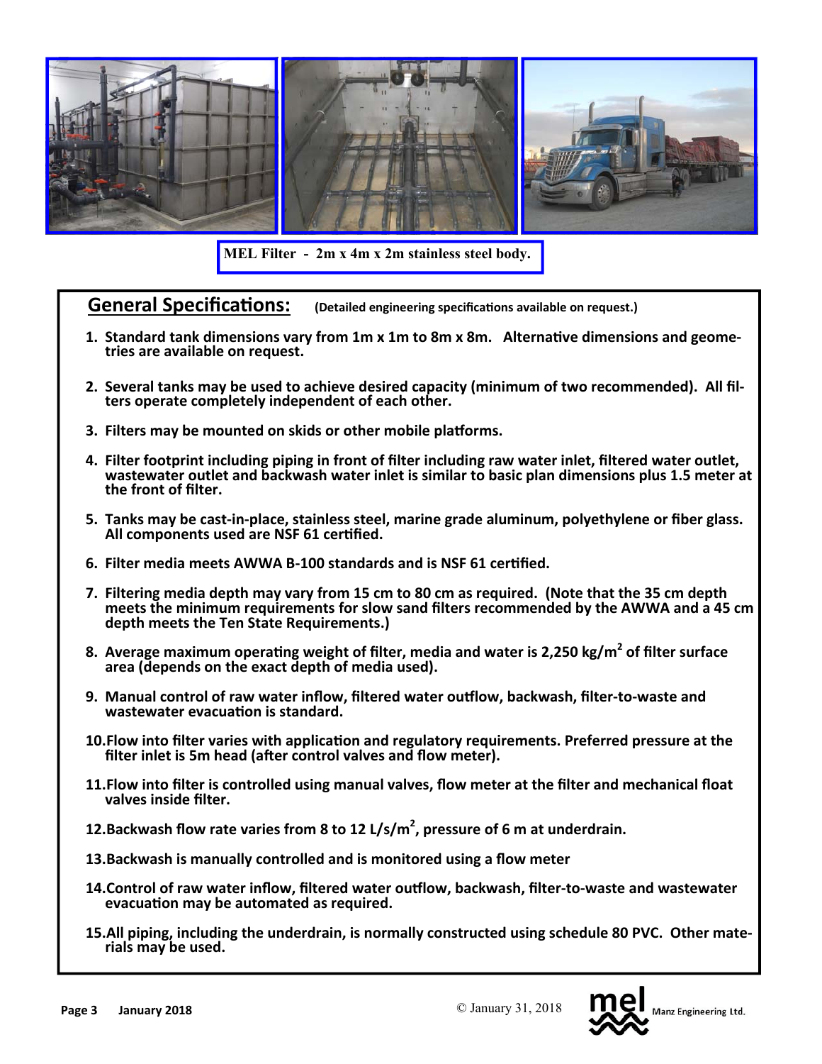MEL Filter - 2m x 4m x 2m stainless steel body.

## General Specifications:

(Detailed engineering specifications available on request.)

1. **Standard tank dimensions vary from 1m x 1m to 8m x 8m. Alternative dimensions and geometries are available on request.**
2. **Several tanks may be used to achieve desired capacity (minimum of two recommended). All filters operate completely independent of each other.**
3. **Filters may be mounted on skids or other mobile platforms.**
4. **Filter footprint including piping in front of filter including raw water inlet, filtered water outlet, wastewater outlet and backwash water inlet is similar to basic plan dimensions plus 1.5 meter at the front of filter.**
5. **Tanks may be cast-in-place, stainless steel, marine grade aluminum, polyethylene or fiber glass. All components used are NSF 61 certified.**
6. **Filter media meets AWWA B-100 standards and is NSF 61 certified.**
7. **Filtering media depth may vary from 15 cm to 80 cm as required. (Note that the 35 cm depth meets the minimum requirements for slow sand filters recommended by the AWWA and a 45 cm depth meets the Ten State Requirements.)**
8. **Average maximum operating weight of filter, media and water is 2,250 kg/$m^2$ of filter surface area (depends on the exact depth of media used).**
9. **Manual control of raw water inflow, filtered water outflow, backwash, filter-to-waste and wastewater evacuation is standard.**
10. **Flow into filter varies with application and regulatory requirements. Preferred pressure at the filter inlet is 5m head (after control valves and flow meter).**
11. **Flow into filter is controlled using manual valves, flow meter at the filter and mechanical float valves inside filter.**
12. **Backwash flow rate varies from 8 to 12 L/s/$m^2$, pressure of 6 m at underdrain.**
13. **Backwash is manually controlled and is monitored using a flow meter**
14. **Control of raw water inflow, filtered water outflow, backwash, filter-to-waste and wastewater evacuation may be automated as required.**
15. **All piping, including the underdrain, is normally constructed using schedule 80 PVC. Other materials may be used.**

© January 31, 2018

Manz Engineering Ltd.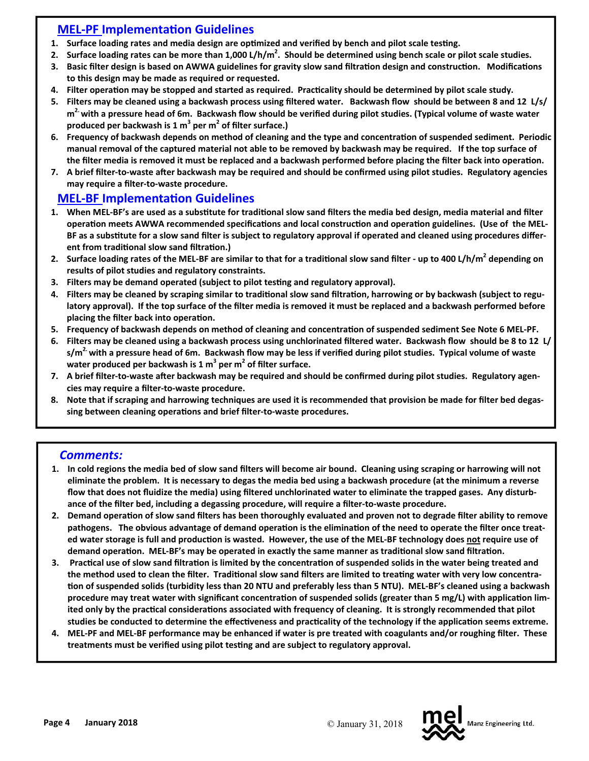## MEL-PF Implementation Guidelines

1. **Surface loading rates and media design are optimized and verified by bench and pilot scale testing.**
2. **Surface loading rates can be more than 1,000 L/h/m$^2$. Should be determined using bench scale or pilot scale studies.**
3. **Basic filter design is based on AWWA guidelines for gravity slow sand filtration design and construction. Modifications to this design may be made as required or requested.**
4. **Filter operation may be stopped and started as required. Practicality should be determined by pilot scale study.**
5. **Filters may be cleaned using a backwash process using filtered water. Backwash flow should be between 8 and 12 L/s/m$^2$ with a pressure head of 6m. Backwash flow should be verified during pilot studies. (Typical volume of waste water produced per backwash is 1 m$^3$ per m$^2$ of filter surface.)**
6. **Frequency of backwash depends on method of cleaning and the type and concentration of suspended sediment. Periodic manual removal of the captured material not able to be removed by backwash may be required. If the top surface of the filter media is removed it must be replaced and a backwash performed before placing the filter back into operation.**
7. **A brief filter-to-waste after backwash may be required and should be confirmed using pilot studies. Regulatory agencies may require a filter-to-waste procedure.**

## MEL-BF Implementation Guidelines

1. **When MEL-BF's are used as a substitute for traditional slow sand filters the media bed design, media material and filter operation meets AWWA recommended specifications and local construction and operation guidelines. (Use of the MEL-BF as a substitute for a slow sand filter is subject to regulatory approval if operated and cleaned using procedures different from traditional slow sand filtration.)**
2. **Surface loading rates of the MEL-BF are similar to that for a traditional slow sand filter - up to 400 L/h/m$^2$ depending on results of pilot studies and regulatory constraints.**
3. **Filters may be demand operated (subject to pilot testing and regulatory approval).**
4. **Filters may be cleaned by scraping similar to traditional slow sand filtration, harrowing or by backwash (subject to regulatory approval). If the top surface of the filter media is removed it must be replaced and a backwash performed before placing the filter back into operation.**
5. **Frequency of backwash depends on method of cleaning and concentration of suspended sediment See Note 6 MEL-PF.**
6. **Filters may be cleaned using a backwash process using unchlorinated filtered water. Backwash flow should be 8 to 12 L/s/m$^2$ with a pressure head of 6m. Backwash flow may be less if verified during pilot studies. Typical volume of waste water produced per backwash is 1 m$^3$ per m$^2$ of filter surface.**
7. **A brief filter-to-waste after backwash may be required and should be confirmed during pilot studies. Regulatory agencies may require a filter-to-waste procedure.**
8. **Note that if scraping and harrowing techniques are used it is recommended that provision be made for filter bed degassing between cleaning operations and brief filter-to-waste procedures.**

## *Comments:*

1. **In cold regions the media bed of slow sand filters will become air bound. Cleaning using scraping or harrowing will not eliminate the problem. It is necessary to degas the media bed using a backwash procedure (at the minimum a reverse flow that does not fluidize the media) using filtered unchlorinated water to eliminate the trapped gases. Any disturbance of the filter bed, including a degassing procedure, will require a filter-to-waste procedure.**
2. **Demand operation of slow sand filters has been thoroughly evaluated and proven not to degrade filter ability to remove pathogens. The obvious advantage of demand operation is the elimination of the need to operate the filter once treated water storage is full and production is wasted. However, the use of the MEL-BF technology does <u>not</u> require use of demand operation. MEL-BF's may be operated in exactly the same manner as traditional slow sand filtration.**
3. **Practical use of slow sand filtration is limited by the concentration of suspended solids in the water being treated and the method used to clean the filter. Traditional slow sand filters are limited to treating water with very low concentration of suspended solids (turbidity less than 20 NTU and preferably less than 5 NTU). MEL-BF's cleaned using a backwash procedure may treat water with significant concentration of suspended solids (greater than 5 mg/L) with application limited only by the practical considerations associated with frequency of cleaning. It is strongly recommended that pilot studies be conducted to determine the effectiveness and practicality of the technology if the application seems extreme.**
4. **MEL-PF and MEL-BF performance may be enhanced if water is pre treated with coagulants and/or roughing filter. These treatments must be verified using pilot testing and are subject to regulatory approval.**

© January 31, 2018

Manz Engineering Ltd.